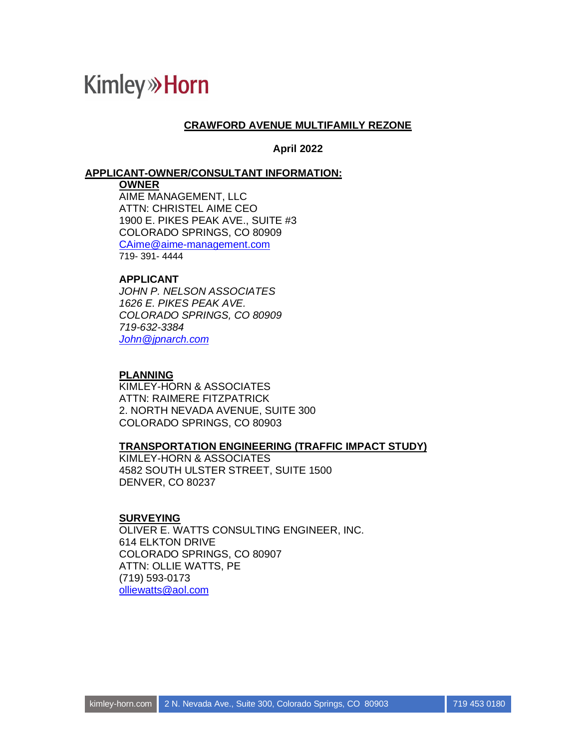Kimley»Horn

# CRAWFORD AVENUE MULTIFAMILY REZONE

**April 2022**

## APPLICANT-OWNER/CONSULTANT INFORMATION:

**OWNER**
AIME MANAGEMENT, LLC
ATTN: CHRISTEL AIME CEO
1900 E. PIKES PEAK AVE., SUITE #3
COLORADO SPRINGS, CO 80909
CAime@aime-management.com
719- 391- 4444

**APPLICANT**
*JOHN P. NELSON ASSOCIATES*
*1626 E. PIKES PEAK AVE.*
*COLORADO SPRINGS, CO 80909*
*719-632-3384*
*John@jpnarch.com*

**PLANNING**
KIMLEY-HORN & ASSOCIATES
ATTN: RAIMERE FITZPATRICK
2. NORTH NEVADA AVENUE, SUITE 300
COLORADO SPRINGS, CO 80903

**TRANSPORTATION ENGINEERING (TRAFFIC IMPACT STUDY)**
KIMLEY-HORN & ASSOCIATES
4582 SOUTH ULSTER STREET, SUITE 1500
DENVER, CO 80237

**SURVEYING**
OLIVER E. WATTS CONSULTING ENGINEER, INC.
614 ELKTON DRIVE
COLORADO SPRINGS, CO 80907
ATTN: OLLIE WATTS, PE
(719) 593-0173
olliewatts@aol.com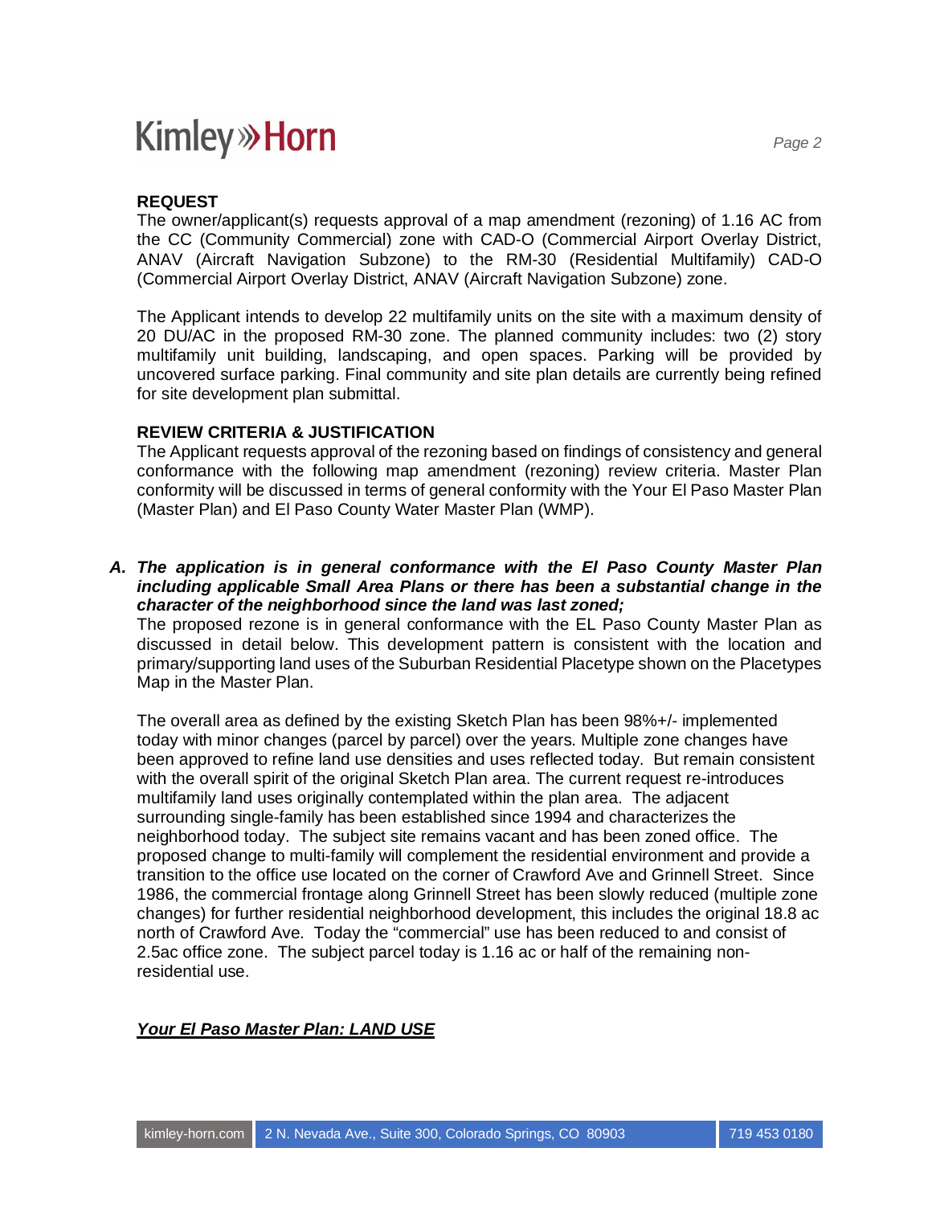**REQUEST**

The owner/applicant(s) requests approval of a map amendment (rezoning) of 1.16 AC from the CC (Community Commercial) zone with CAD-O (Commercial Airport Overlay District, ANAV (Aircraft Navigation Subzone) to the RM-30 (Residential Multifamily) CAD-O (Commercial Airport Overlay District, ANAV (Aircraft Navigation Subzone) zone.

The Applicant intends to develop 22 multifamily units on the site with a maximum density of 20 DU/AC in the proposed RM-30 zone. The planned community includes: two (2) story multifamily unit building, landscaping, and open spaces. Parking will be provided by uncovered surface parking. Final community and site plan details are currently being refined for site development plan submittal.

**REVIEW CRITERIA & JUSTIFICATION**

The Applicant requests approval of the rezoning based on findings of consistency and general conformance with the following map amendment (rezoning) review criteria. Master Plan conformity will be discussed in terms of general conformity with the Your El Paso Master Plan (Master Plan) and El Paso County Water Master Plan (WMP).

***A. The application is in general conformance with the El Paso County Master Plan including applicable Small Area Plans or there has been a substantial change in the character of the neighborhood since the land was last zoned;***

The proposed rezone is in general conformance with the EL Paso County Master Plan as discussed in detail below. This development pattern is consistent with the location and primary/supporting land uses of the Suburban Residential Placetype shown on the Placetypes Map in the Master Plan.

The overall area as defined by the existing Sketch Plan has been 98%+/- implemented today with minor changes (parcel by parcel) over the years. Multiple zone changes have been approved to refine land use densities and uses reflected today. But remain consistent with the overall spirit of the original Sketch Plan area. The current request re-introduces multifamily land uses originally contemplated within the plan area. The adjacent surrounding single-family has been established since 1994 and characterizes the neighborhood today. The subject site remains vacant and has been zoned office. The proposed change to multi-family will complement the residential environment and provide a transition to the office use located on the corner of Crawford Ave and Grinnell Street. Since 1986, the commercial frontage along Grinnell Street has been slowly reduced (multiple zone changes) for further residential neighborhood development, this includes the original 18.8 ac north of Crawford Ave. Today the "commercial" use has been reduced to and consist of 2.5ac office zone. The subject parcel today is 1.16 ac or half of the remaining non-residential use.

***<u>Your El Paso Master Plan: LAND USE</u>***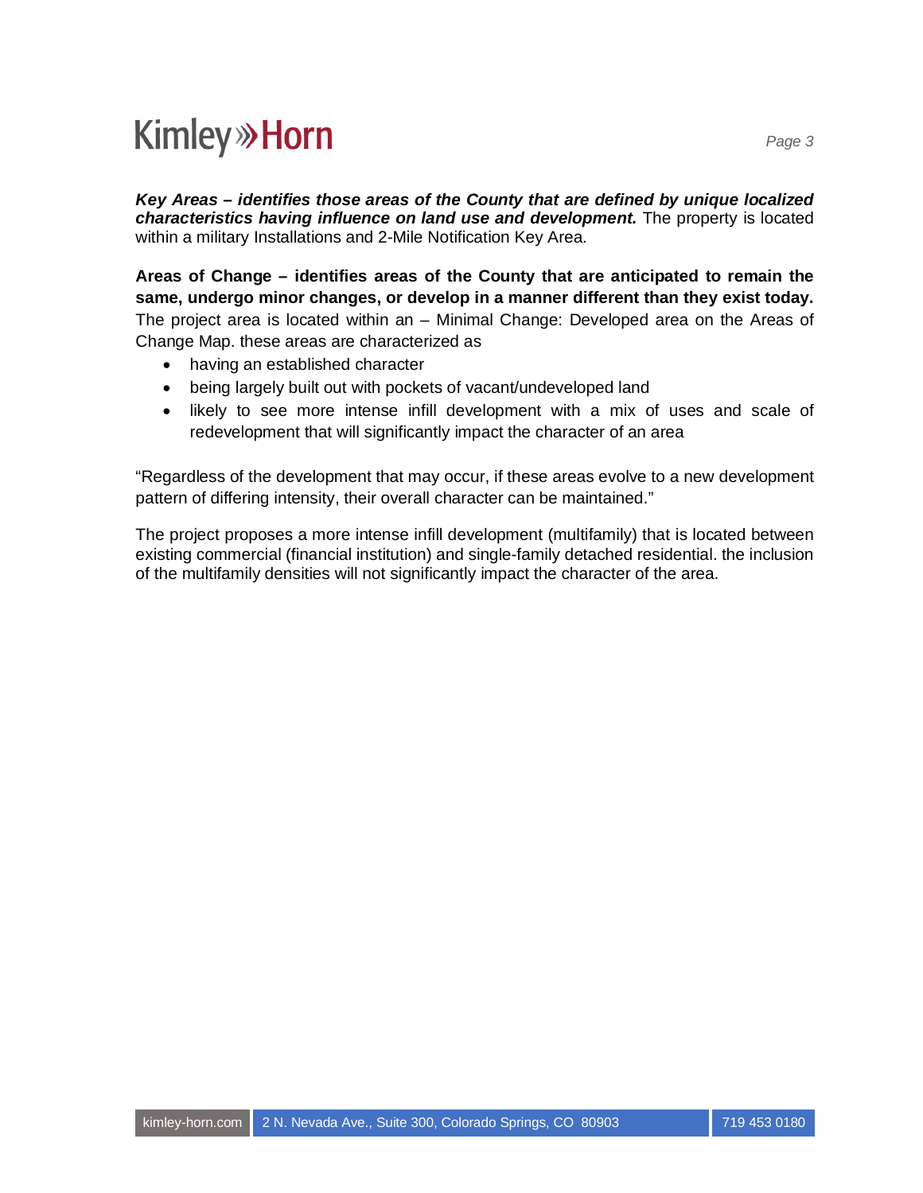***Key Areas – identifies those areas of the County that are defined by unique localized characteristics having influence on land use and development.*** The property is located within a military Installations and 2-Mile Notification Key Area.

**Areas of Change – identifies areas of the County that are anticipated to remain the same, undergo minor changes, or develop in a manner different than they exist today.** The project area is located within an – Minimal Change: Developed area on the Areas of Change Map. these areas are characterized as

- having an established character
- being largely built out with pockets of vacant/undeveloped land
- likely to see more intense infill development with a mix of uses and scale of redevelopment that will significantly impact the character of an area

"Regardless of the development that may occur, if these areas evolve to a new development pattern of differing intensity, their overall character can be maintained."

The project proposes a more intense infill development (multifamily) that is located between existing commercial (financial institution) and single-family detached residential. the inclusion of the multifamily densities will not significantly impact the character of the area.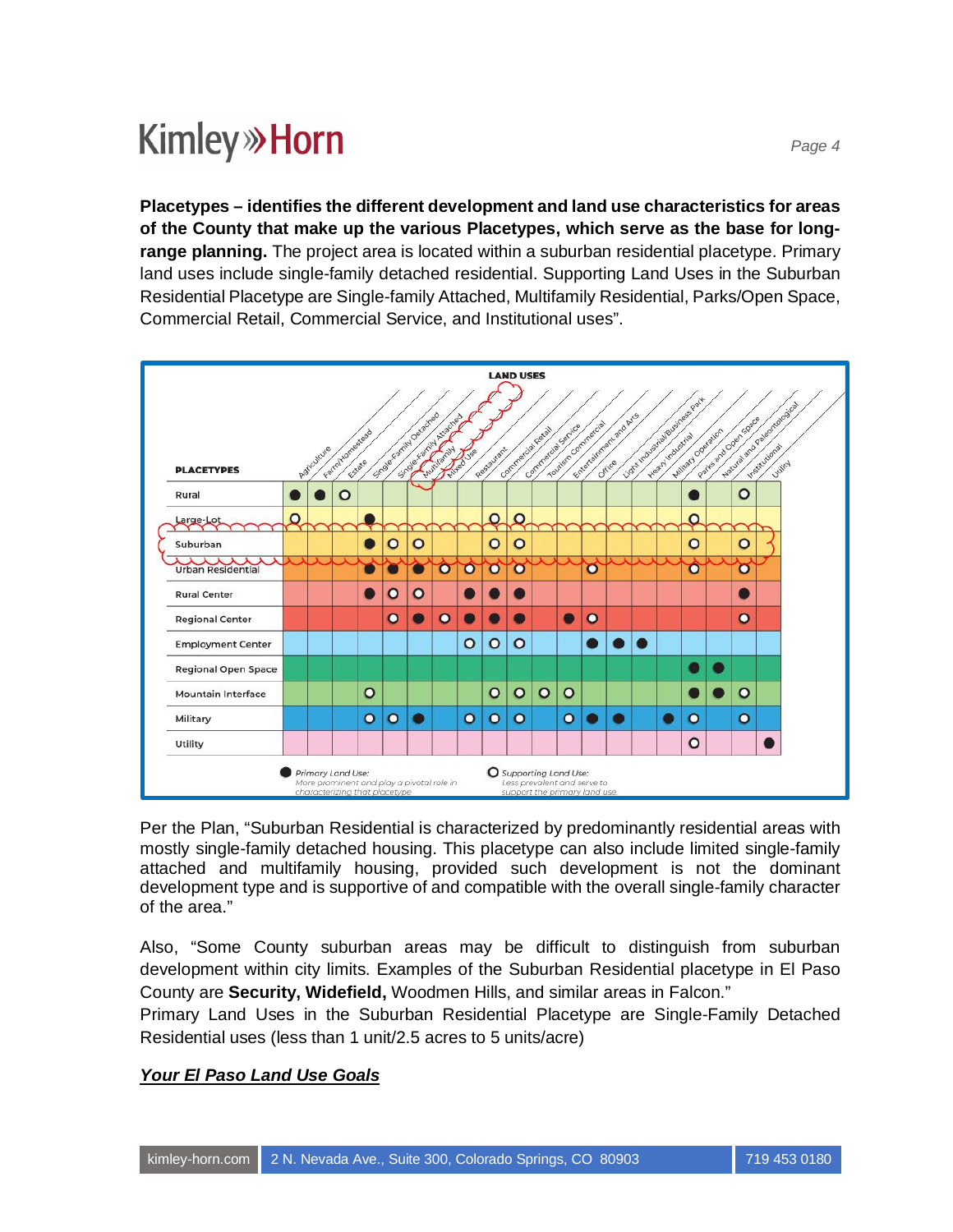**Placetypes – identifies the different development and land use characteristics for areas of the County that make up the various Placetypes, which serve as the base for long-range planning.** The project area is located within a suburban residential placetype. Primary land uses include single-family detached residential. Supporting Land Uses in the Suburban Residential Placetype are Single-family Attached, Multifamily Residential, Parks/Open Space, Commercial Retail, Commercial Service, and Institutional uses".

**LAND USES**

| PLACETYPES | Agriculture | Farm/Homestead | Estate | Single-Family Detached | Single-Family Attached | Multifamily | Mixed Use | Restaurant | Commercial Retail | Commercial Service | Tourism Commercial | Entertainment and Arts | Office | Light Industrial/Business Park | Heavy Industrial | Military Operation | Parks and Open Space | Natural and Paleontological | Institutional | Utility |
|---|---|---|---|---|---|---|---|---|---|---|---|---|---|---|---|---|---|---|---|---|
| Rural | ● | ● | ○ | | | | | | | | | | | | | | ● | | ○ | |
| Large-Lot | ○ | | | ● | | | | | ○ | ○ | | | | | | | ○ | | | |
| Suburban | | | | ● | ○ | ○ | | | ○ | ○ | | | | | | | ○ | | ○ | |
| Urban Residential | | | | ● | ● | ● | ○ | ○ | ○ | ○ | | | ○ | | | | ○ | | ○ | |
| Rural Center | | | | ● | ○ | ○ | | ● | ● | ● | | | | | | | | | ● | |
| Regional Center | | | | | ○ | ● | ○ | ● | ● | ● | | ● | ○ | | | | | | ○ | |
| Employment Center | | | | | | | | ○ | ○ | ○ | | | ● | ● | ● | | | | | |
| Regional Open Space | | | | | | | | | | | | | | | | | ● | ● | | |
| Mountain Interface | | | | ○ | | | | | ○ | ○ | ○ | ○ | | | | | ● | ● | ○ | |
| Military | | | | ○ | ○ | ● | | ○ | ○ | ○ | | ○ | ● | ● | | ● | ○ | | ○ | |
| Utility | | | | | | | | | | | | | | | | | ○ | | | ● |

● Primary Land Use: More prominent and play a pivotal role in characterizing that placetype

○ Supporting Land Use: Less prevalent and serve to support the primary land use.

Per the Plan, "Suburban Residential is characterized by predominantly residential areas with mostly single-family detached housing. This placetype can also include limited single-family attached and multifamily housing, provided such development is not the dominant development type and is supportive of and compatible with the overall single-family character of the area."

Also, "Some County suburban areas may be difficult to distinguish from suburban development within city limits. Examples of the Suburban Residential placetype in El Paso County are **Security, Widefield,** Woodmen Hills, and similar areas in Falcon."

Primary Land Uses in the Suburban Residential Placetype are Single-Family Detached Residential uses (less than 1 unit/2.5 acres to 5 units/acre)

***Your El Paso Land Use Goals***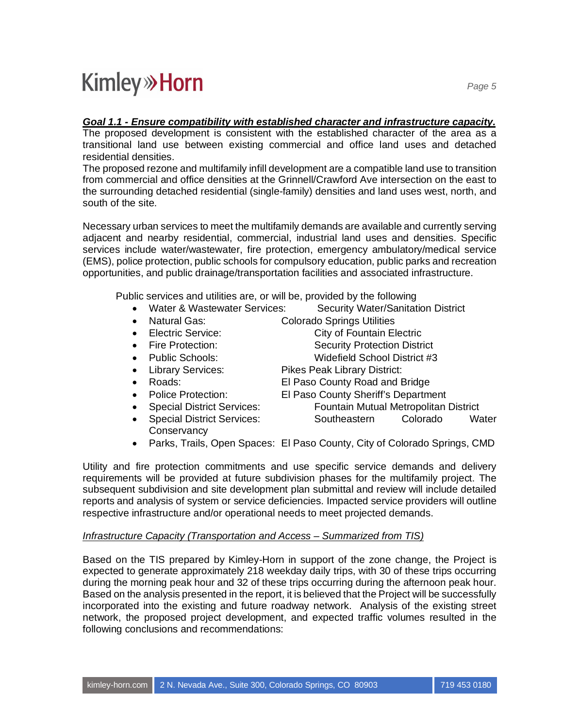***Goal 1.1 - Ensure compatibility with established character and infrastructure capacity.***

The proposed development is consistent with the established character of the area as a transitional land use between existing commercial and office land uses and detached residential densities.

The proposed rezone and multifamily infill development are a compatible land use to transition from commercial and office densities at the Grinnell/Crawford Ave intersection on the east to the surrounding detached residential (single-family) densities and land uses west, north, and south of the site.

Necessary urban services to meet the multifamily demands are available and currently serving adjacent and nearby residential, commercial, industrial land uses and densities. Specific services include water/wastewater, fire protection, emergency ambulatory/medical service (EMS), police protection, public schools for compulsory education, public parks and recreation opportunities, and public drainage/transportation facilities and associated infrastructure.

Public services and utilities are, or will be, provided by the following

- Water & Wastewater Services: Security Water/Sanitation District
- Natural Gas: Colorado Springs Utilities
- Electric Service: City of Fountain Electric
- Fire Protection: Security Protection District
- Public Schools: Widefield School District #3
- Library Services: Pikes Peak Library District:
- Roads: El Paso County Road and Bridge
- Police Protection: El Paso County Sheriff's Department
- Special District Services: Fountain Mutual Metropolitan District
- Special District Services: Southeastern Colorado Water Conservancy
- Parks, Trails, Open Spaces: El Paso County, City of Colorado Springs, CMD

Utility and fire protection commitments and use specific service demands and delivery requirements will be provided at future subdivision phases for the multifamily project. The subsequent subdivision and site development plan submittal and review will include detailed reports and analysis of system or service deficiencies. Impacted service providers will outline respective infrastructure and/or operational needs to meet projected demands.

*Infrastructure Capacity (Transportation and Access – Summarized from TIS)*

Based on the TIS prepared by Kimley-Horn in support of the zone change, the Project is expected to generate approximately 218 weekday daily trips, with 30 of these trips occurring during the morning peak hour and 32 of these trips occurring during the afternoon peak hour. Based on the analysis presented in the report, it is believed that the Project will be successfully incorporated into the existing and future roadway network. Analysis of the existing street network, the proposed project development, and expected traffic volumes resulted in the following conclusions and recommendations: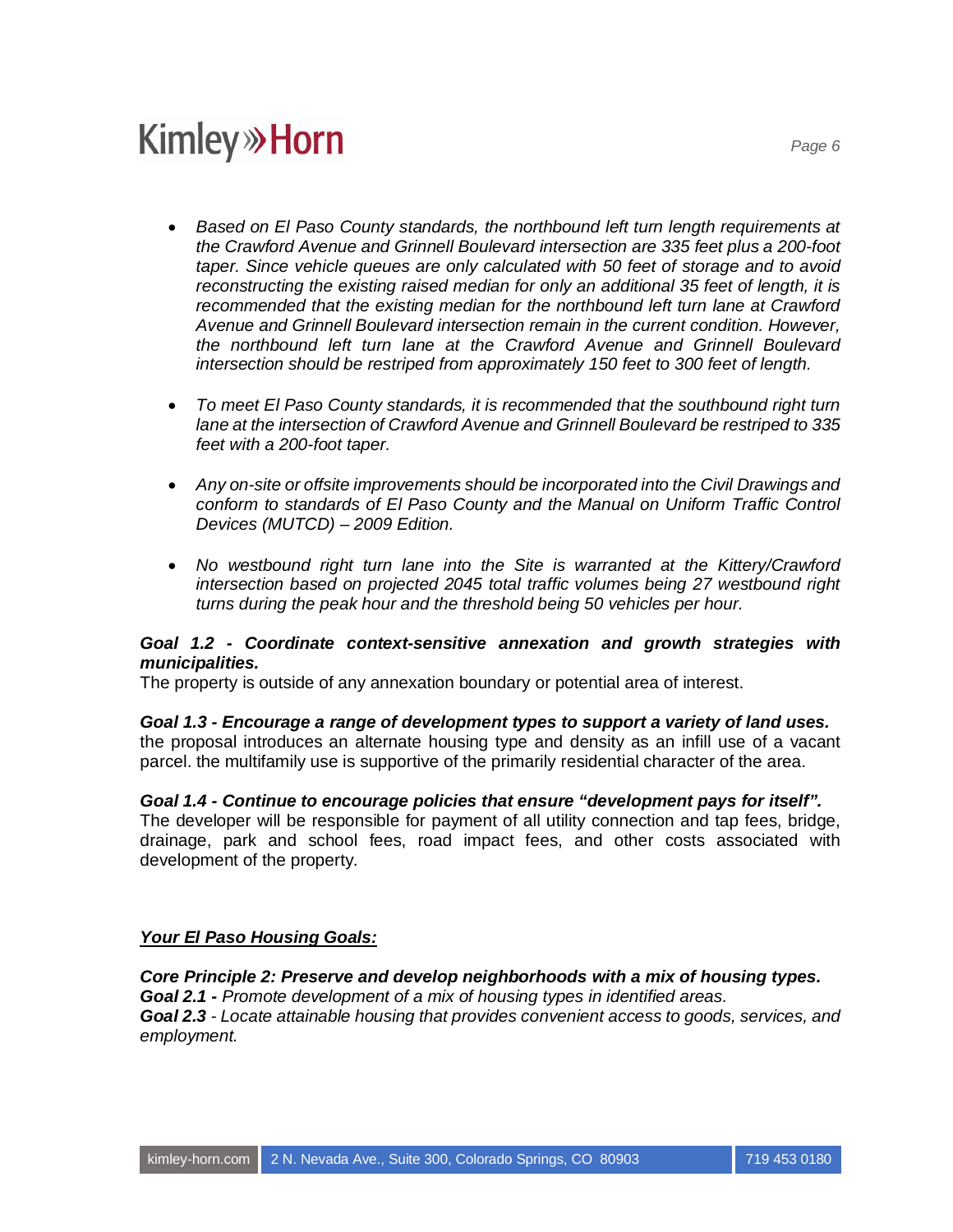- *Based on El Paso County standards, the northbound left turn length requirements at the Crawford Avenue and Grinnell Boulevard intersection are 335 feet plus a 200-foot taper. Since vehicle queues are only calculated with 50 feet of storage and to avoid reconstructing the existing raised median for only an additional 35 feet of length, it is recommended that the existing median for the northbound left turn lane at Crawford Avenue and Grinnell Boulevard intersection remain in the current condition. However, the northbound left turn lane at the Crawford Avenue and Grinnell Boulevard intersection should be restriped from approximately 150 feet to 300 feet of length.*

- *To meet El Paso County standards, it is recommended that the southbound right turn lane at the intersection of Crawford Avenue and Grinnell Boulevard be restriped to 335 feet with a 200-foot taper.*

- *Any on-site or offsite improvements should be incorporated into the Civil Drawings and conform to standards of El Paso County and the Manual on Uniform Traffic Control Devices (MUTCD) – 2009 Edition.*

- *No westbound right turn lane into the Site is warranted at the Kittery/Crawford intersection based on projected 2045 total traffic volumes being 27 westbound right turns during the peak hour and the threshold being 50 vehicles per hour.*

***Goal 1.2 - Coordinate context-sensitive annexation and growth strategies with municipalities.***
The property is outside of any annexation boundary or potential area of interest.

***Goal 1.3 - Encourage a range of development types to support a variety of land uses.***
the proposal introduces an alternate housing type and density as an infill use of a vacant parcel. the multifamily use is supportive of the primarily residential character of the area.

***Goal 1.4 - Continue to encourage policies that ensure "development pays for itself".***
The developer will be responsible for payment of all utility connection and tap fees, bridge, drainage, park and school fees, road impact fees, and other costs associated with development of the property.

***<u>Your El Paso Housing Goals:</u>***

***Core Principle 2: Preserve and develop neighborhoods with a mix of housing types.***
***Goal 2.1 -*** *Promote development of a mix of housing types in identified areas.*
***Goal 2.3*** *- Locate attainable housing that provides convenient access to goods, services, and employment.*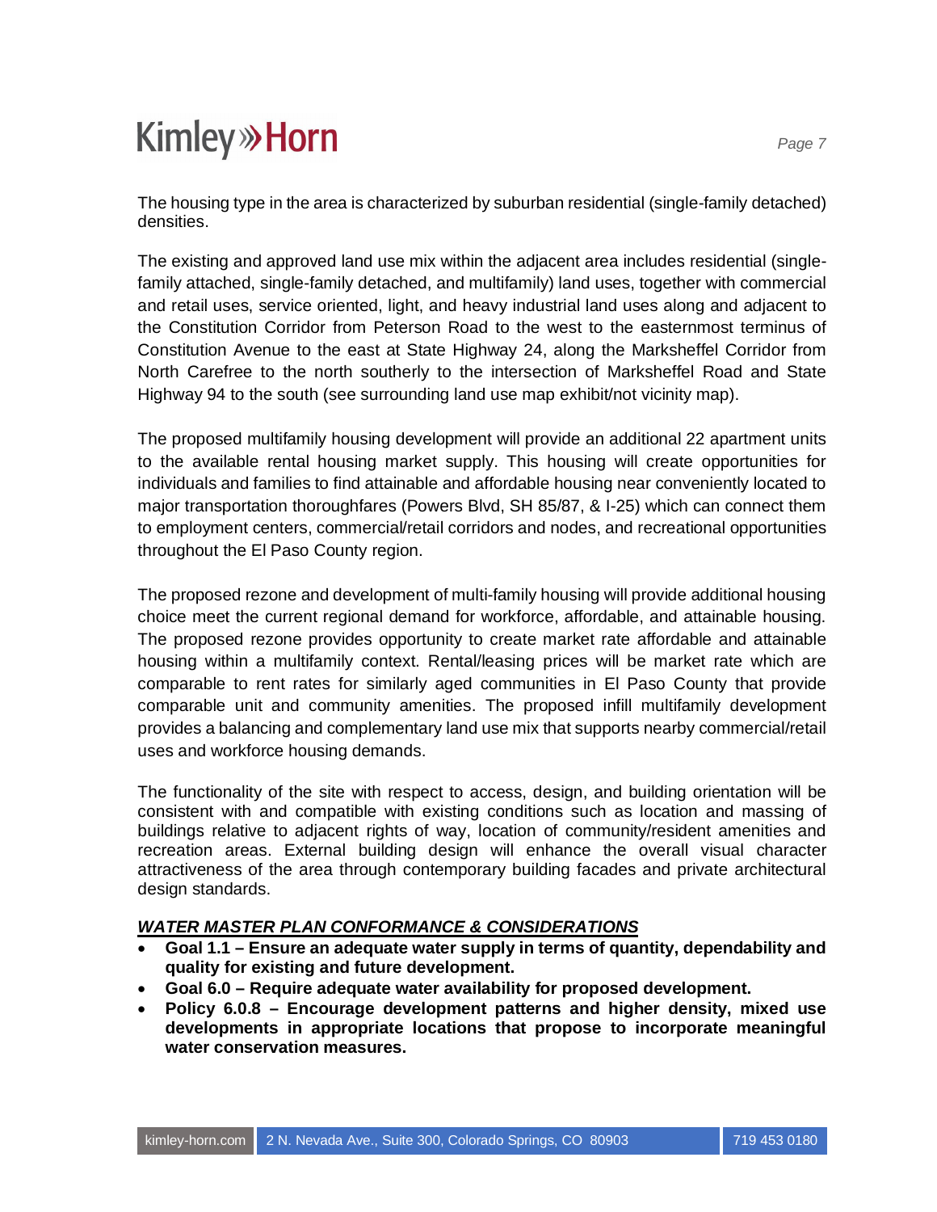The housing type in the area is characterized by suburban residential (single-family detached) densities.

The existing and approved land use mix within the adjacent area includes residential (single-family attached, single-family detached, and multifamily) land uses, together with commercial and retail uses, service oriented, light, and heavy industrial land uses along and adjacent to the Constitution Corridor from Peterson Road to the west to the easternmost terminus of Constitution Avenue to the east at State Highway 24, along the Marksheffel Corridor from North Carefree to the north southerly to the intersection of Marksheffel Road and State Highway 94 to the south (see surrounding land use map exhibit/not vicinity map).

The proposed multifamily housing development will provide an additional 22 apartment units to the available rental housing market supply. This housing will create opportunities for individuals and families to find attainable and affordable housing near conveniently located to major transportation thoroughfares (Powers Blvd, SH 85/87, & I-25) which can connect them to employment centers, commercial/retail corridors and nodes, and recreational opportunities throughout the El Paso County region.

The proposed rezone and development of multi-family housing will provide additional housing choice meet the current regional demand for workforce, affordable, and attainable housing. The proposed rezone provides opportunity to create market rate affordable and attainable housing within a multifamily context. Rental/leasing prices will be market rate which are comparable to rent rates for similarly aged communities in El Paso County that provide comparable unit and community amenities. The proposed infill multifamily development provides a balancing and complementary land use mix that supports nearby commercial/retail uses and workforce housing demands.

The functionality of the site with respect to access, design, and building orientation will be consistent with and compatible with existing conditions such as location and massing of buildings relative to adjacent rights of way, location of community/resident amenities and recreation areas. External building design will enhance the overall visual character attractiveness of the area through contemporary building facades and private architectural design standards.

***<u>WATER MASTER PLAN CONFORMANCE & CONSIDERATIONS</u>***

- **Goal 1.1 – Ensure an adequate water supply in terms of quantity, dependability and quality for existing and future development.**
- **Goal 6.0 – Require adequate water availability for proposed development.**
- **Policy 6.0.8 – Encourage development patterns and higher density, mixed use developments in appropriate locations that propose to incorporate meaningful water conservation measures.**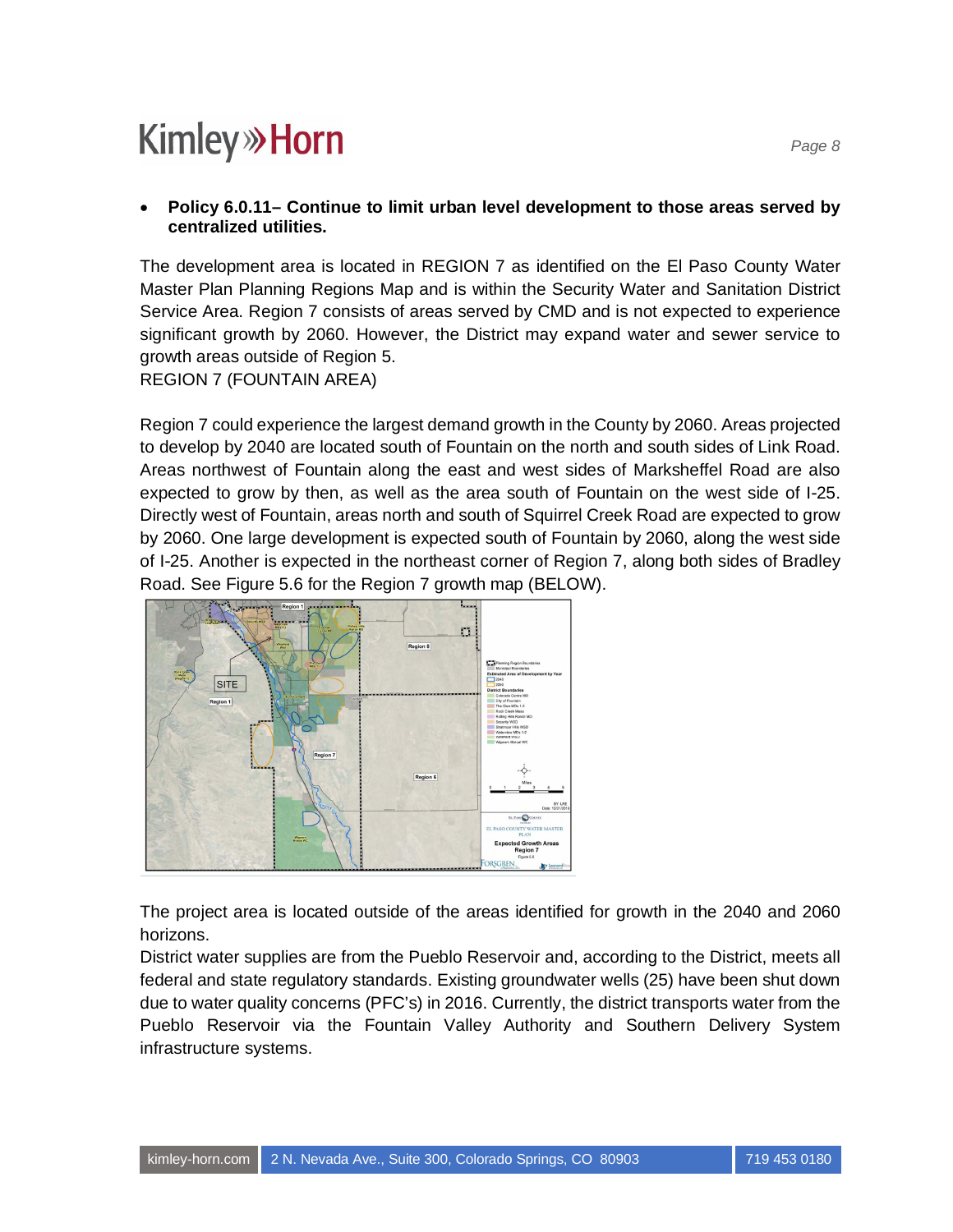- **Policy 6.0.11– Continue to limit urban level development to those areas served by centralized utilities.**

The development area is located in REGION 7 as identified on the El Paso County Water Master Plan Planning Regions Map and is within the Security Water and Sanitation District Service Area. Region 7 consists of areas served by CMD and is not expected to experience significant growth by 2060. However, the District may expand water and sewer service to growth areas outside of Region 5.
REGION 7 (FOUNTAIN AREA)

Region 7 could experience the largest demand growth in the County by 2060. Areas projected to develop by 2040 are located south of Fountain on the north and south sides of Link Road. Areas northwest of Fountain along the east and west sides of Marksheffel Road are also expected to grow by then, as well as the area south of Fountain on the west side of I-25. Directly west of Fountain, areas north and south of Squirrel Creek Road are expected to grow by 2060. One large development is expected south of Fountain by 2060, along the west side of I-25. Another is expected in the northeast corner of Region 7, along both sides of Bradley Road. See Figure 5.6 for the Region 7 growth map (BELOW).

The project area is located outside of the areas identified for growth in the 2040 and 2060 horizons.
District water supplies are from the Pueblo Reservoir and, according to the District, meets all federal and state regulatory standards. Existing groundwater wells (25) have been shut down due to water quality concerns (PFC's) in 2016. Currently, the district transports water from the Pueblo Reservoir via the Fountain Valley Authority and Southern Delivery System infrastructure systems.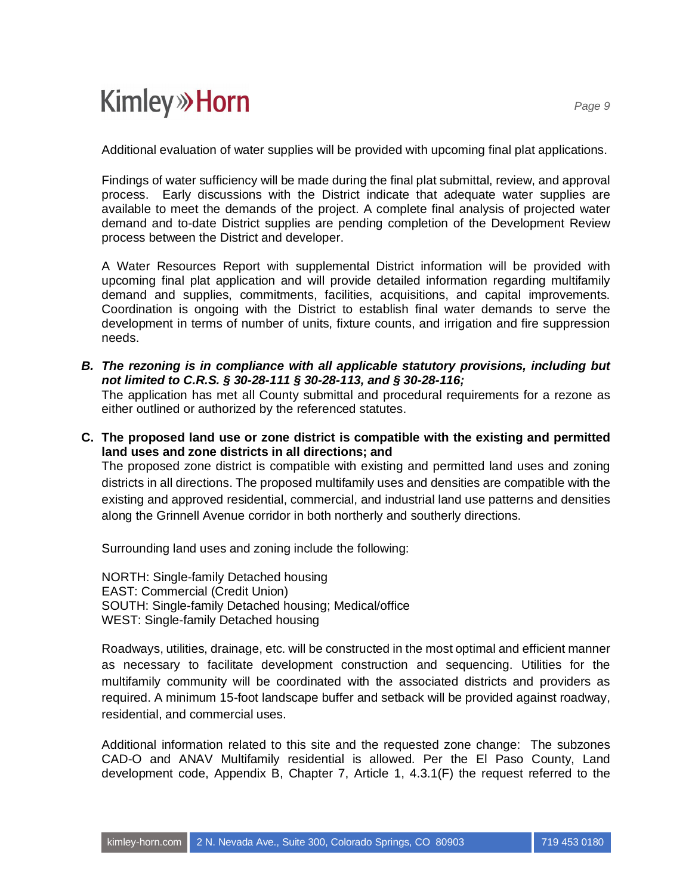Additional evaluation of water supplies will be provided with upcoming final plat applications.

Findings of water sufficiency will be made during the final plat submittal, review, and approval process. Early discussions with the District indicate that adequate water supplies are available to meet the demands of the project. A complete final analysis of projected water demand and to-date District supplies are pending completion of the Development Review process between the District and developer.

A Water Resources Report with supplemental District information will be provided with upcoming final plat application and will provide detailed information regarding multifamily demand and supplies, commitments, facilities, acquisitions, and capital improvements. Coordination is ongoing with the District to establish final water demands to serve the development in terms of number of units, fixture counts, and irrigation and fire suppression needs.

**B. *The rezoning is in compliance with all applicable statutory provisions, including but not limited to C.R.S. § 30-28-111 § 30-28-113, and § 30-28-116;***

The application has met all County submittal and procedural requirements for a rezone as either outlined or authorized by the referenced statutes.

**C. The proposed land use or zone district is compatible with the existing and permitted land uses and zone districts in all directions; and**

The proposed zone district is compatible with existing and permitted land uses and zoning districts in all directions. The proposed multifamily uses and densities are compatible with the existing and approved residential, commercial, and industrial land use patterns and densities along the Grinnell Avenue corridor in both northerly and southerly directions.

Surrounding land uses and zoning include the following:

NORTH: Single-family Detached housing
EAST: Commercial (Credit Union)
SOUTH: Single-family Detached housing; Medical/office
WEST: Single-family Detached housing

Roadways, utilities, drainage, etc. will be constructed in the most optimal and efficient manner as necessary to facilitate development construction and sequencing. Utilities for the multifamily community will be coordinated with the associated districts and providers as required. A minimum 15-foot landscape buffer and setback will be provided against roadway, residential, and commercial uses.

Additional information related to this site and the requested zone change: The subzones CAD-O and ANAV Multifamily residential is allowed. Per the El Paso County, Land development code, Appendix B, Chapter 7, Article 1, 4.3.1(F) the request referred to the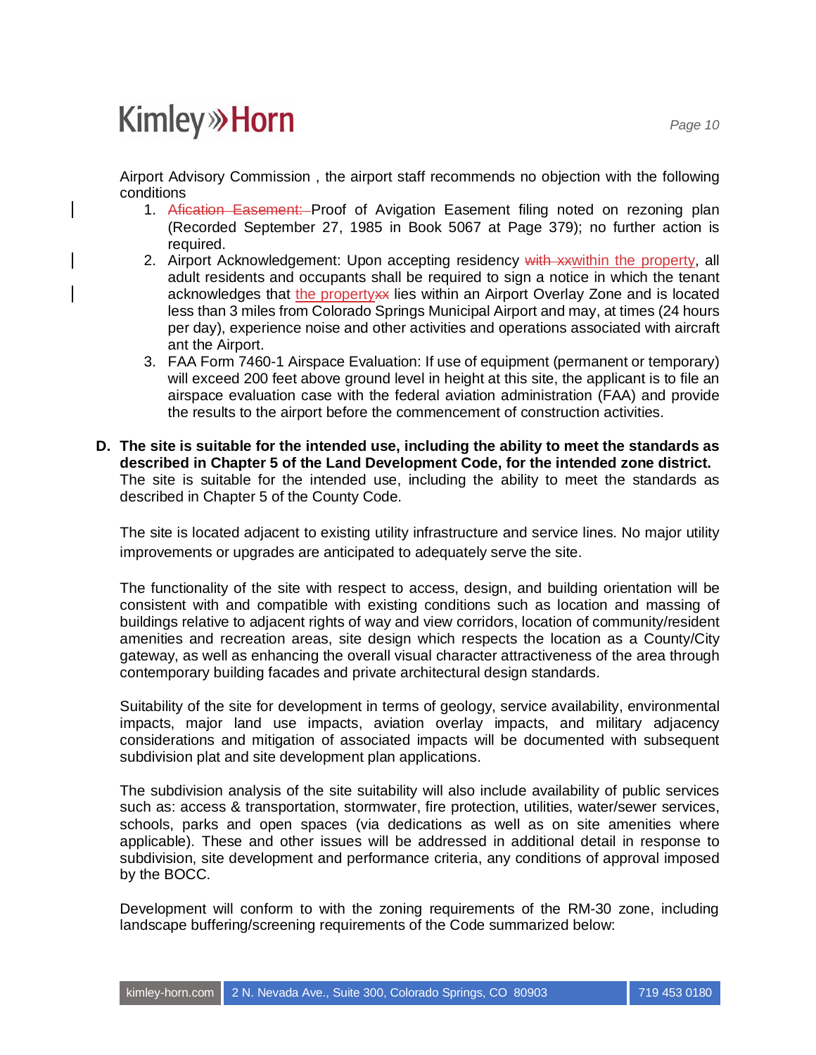Airport Advisory Commission , the airport staff recommends no objection with the following conditions

1. ~~Afication Easement:~~ Proof of Avigation Easement filing noted on rezoning plan (Recorded September 27, 1985 in Book 5067 at Page 379); no further action is required.
2. Airport Acknowledgement: Upon accepting residency ~~with xx~~within the property, all adult residents and occupants shall be required to sign a notice in which the tenant acknowledges that the property~~xx~~ lies within an Airport Overlay Zone and is located less than 3 miles from Colorado Springs Municipal Airport and may, at times (24 hours per day), experience noise and other activities and operations associated with aircraft ant the Airport.
3. FAA Form 7460-1 Airspace Evaluation: If use of equipment (permanent or temporary) will exceed 200 feet above ground level in height at this site, the applicant is to file an airspace evaluation case with the federal aviation administration (FAA) and provide the results to the airport before the commencement of construction activities.

**D. The site is suitable for the intended use, including the ability to meet the standards as described in Chapter 5 of the Land Development Code, for the intended zone district.**
The site is suitable for the intended use, including the ability to meet the standards as described in Chapter 5 of the County Code.

The site is located adjacent to existing utility infrastructure and service lines. No major utility improvements or upgrades are anticipated to adequately serve the site.

The functionality of the site with respect to access, design, and building orientation will be consistent with and compatible with existing conditions such as location and massing of buildings relative to adjacent rights of way and view corridors, location of community/resident amenities and recreation areas, site design which respects the location as a County/City gateway, as well as enhancing the overall visual character attractiveness of the area through contemporary building facades and private architectural design standards.

Suitability of the site for development in terms of geology, service availability, environmental impacts, major land use impacts, aviation overlay impacts, and military adjacency considerations and mitigation of associated impacts will be documented with subsequent subdivision plat and site development plan applications.

The subdivision analysis of the site suitability will also include availability of public services such as: access & transportation, stormwater, fire protection, utilities, water/sewer services, schools, parks and open spaces (via dedications as well as on site amenities where applicable). These and other issues will be addressed in additional detail in response to subdivision, site development and performance criteria, any conditions of approval imposed by the BOCC.

Development will conform to with the zoning requirements of the RM-30 zone, including landscape buffering/screening requirements of the Code summarized below: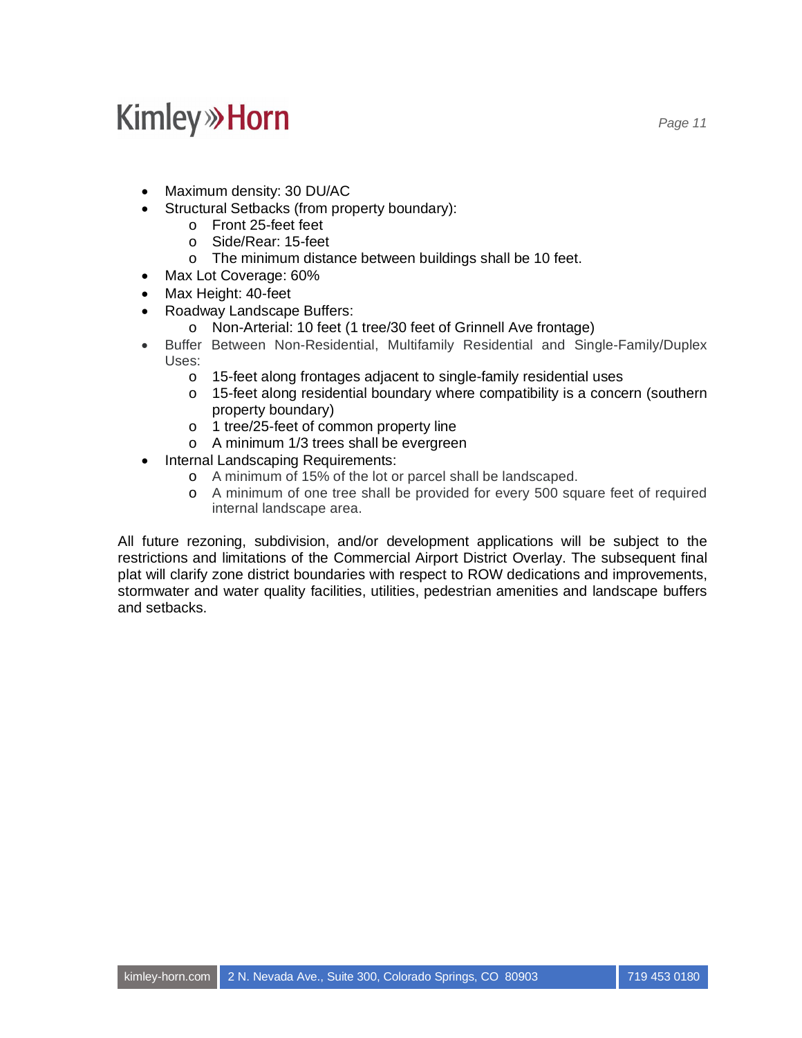- Maximum density: 30 DU/AC
- Structural Setbacks (from property boundary):
    - Front 25-feet feet
    - Side/Rear: 15-feet
    - The minimum distance between buildings shall be 10 feet.
- Max Lot Coverage: 60%
- Max Height: 40-feet
- Roadway Landscape Buffers:
    - Non-Arterial: 10 feet (1 tree/30 feet of Grinnell Ave frontage)
- Buffer Between Non-Residential, Multifamily Residential and Single-Family/Duplex Uses:
    - 15-feet along frontages adjacent to single-family residential uses
    - 15-feet along residential boundary where compatibility is a concern (southern property boundary)
    - 1 tree/25-feet of common property line
    - A minimum 1/3 trees shall be evergreen
- Internal Landscaping Requirements:
    - A minimum of 15% of the lot or parcel shall be landscaped.
    - A minimum of one tree shall be provided for every 500 square feet of required internal landscape area.

All future rezoning, subdivision, and/or development applications will be subject to the restrictions and limitations of the Commercial Airport District Overlay. The subsequent final plat will clarify zone district boundaries with respect to ROW dedications and improvements, stormwater and water quality facilities, utilities, pedestrian amenities and landscape buffers and setbacks.